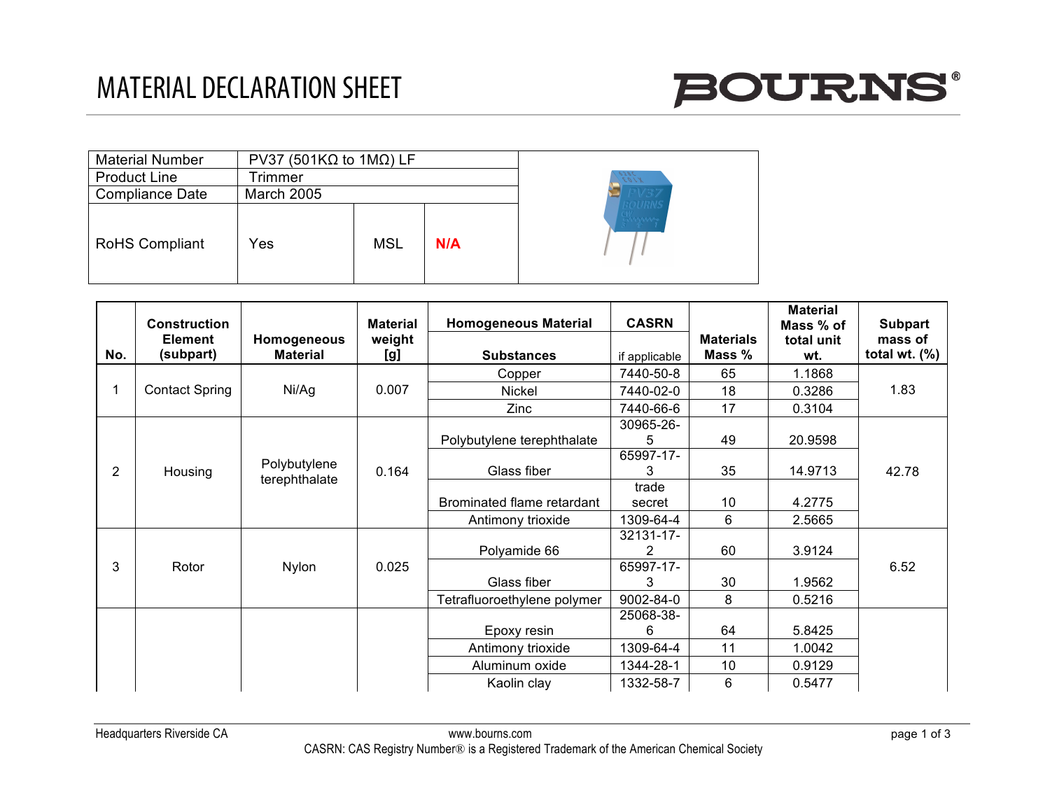# MATERIAL DECLARATION SHEET

BOURNS®

| Material Number | PV37 (501KΩ to 1MΩ) LF | | |
|---|---|---|---|
| Product Line | Trimmer | | |
| Compliance Date | March 2005 | | |
| RoHS Compliant | Yes | MSL | N/A |

| No. | Construction Element (subpart) | Homogeneous Material | Material weight [g] | Homogeneous Material Substances | CASRN if applicable | Materials Mass % | Material Mass % of total unit wt. | Subpart mass of total wt. (%) |
|---|---|---|---|---|---|---|---|---|
| 1 | Contact Spring | Ni/Ag | 0.007 | Copper | 7440-50-8 | 65 | 1.1868 | 1.83 |
| | | | | Nickel | 7440-02-0 | 18 | 0.3286 | |
| | | | | Zinc | 7440-66-6 | 17 | 0.3104 | |
| 2 | Housing | Polybutylene terephthalate | 0.164 | Polybutylene terephthalate | 30965-26-5 | 49 | 20.9598 | 42.78 |
| | | | | Glass fiber | 65997-17-3 | 35 | 14.9713 | |
| | | | | Brominated flame retardant | trade secret | 10 | 4.2775 | |
| | | | | Antimony trioxide | 1309-64-4 | 6 | 2.5665 | |
| 3 | Rotor | Nylon | 0.025 | Polyamide 66 | 32131-17-2 | 60 | 3.9124 | 6.52 |
| | | | | Glass fiber | 65997-17-3 | 30 | 1.9562 | |
| | | | | Tetrafluoroethylene polymer | 9002-84-0 | 8 | 0.5216 | |
| | | | | Epoxy resin | 25068-38-6 | 64 | 5.8425 | |
| | | | | Antimony trioxide | 1309-64-4 | 11 | 1.0042 | |
| | | | | Aluminum oxide | 1344-28-1 | 10 | 0.9129 | |
| | | | | Kaolin clay | 1332-58-7 | 6 | 0.5477 | |

Headquarters Riverside CA www.bourns.com

CASRN: CAS Registry Number® is a Registered Trademark of the American Chemical Society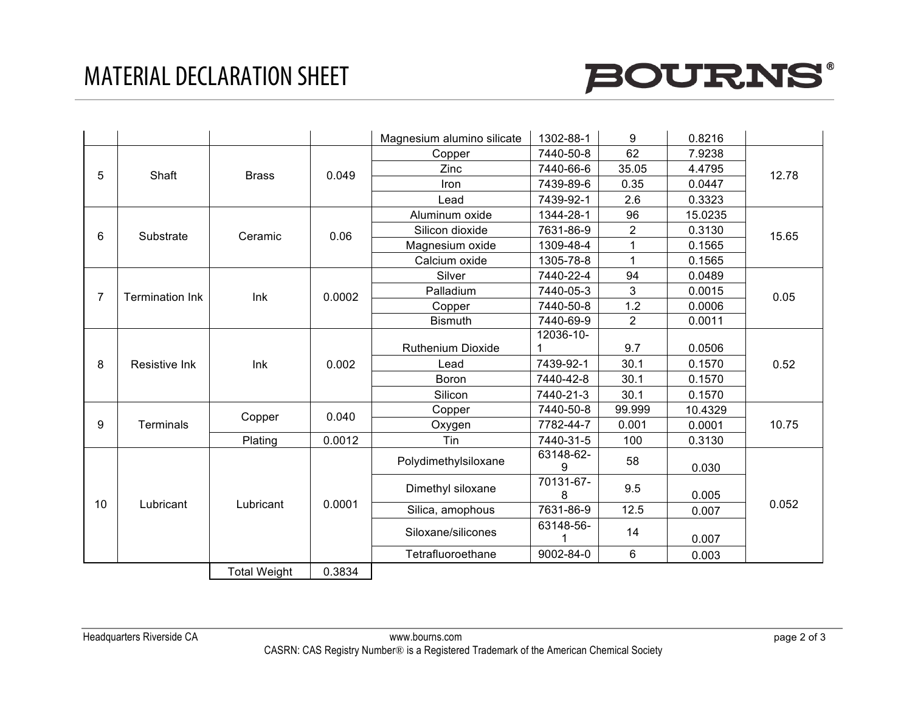# MATERIAL DECLARATION SHEET

| | | | | Magnesium alumino silicate | 1302-88-1 | 9 | 0.8216 | |
|---|---|---|---|---|---|---|---|---|
| 5 | Shaft | Brass | 0.049 | Copper | 7440-50-8 | 62 | 7.9238 | 12.78 |
| | | | | Zinc | 7440-66-6 | 35.05 | 4.4795 | |
| | | | | Iron | 7439-89-6 | 0.35 | 0.0447 | |
| | | | | Lead | 7439-92-1 | 2.6 | 0.3323 | |
| 6 | Substrate | Ceramic | 0.06 | Aluminum oxide | 1344-28-1 | 96 | 15.0235 | 15.65 |
| | | | | Silicon dioxide | 7631-86-9 | 2 | 0.3130 | |
| | | | | Magnesium oxide | 1309-48-4 | 1 | 0.1565 | |
| | | | | Calcium oxide | 1305-78-8 | 1 | 0.1565 | |
| 7 | Termination Ink | Ink | 0.0002 | Silver | 7440-22-4 | 94 | 0.0489 | 0.05 |
| | | | | Palladium | 7440-05-3 | 3 | 0.0015 | |
| | | | | Copper | 7440-50-8 | 1.2 | 0.0006 | |
| | | | | Bismuth | 7440-69-9 | 2 | 0.0011 | |
| 8 | Resistive Ink | Ink | 0.002 | Ruthenium Dioxide | 12036-10-1 | 9.7 | 0.0506 | 0.52 |
| | | | | Lead | 7439-92-1 | 30.1 | 0.1570 | |
| | | | | Boron | 7440-42-8 | 30.1 | 0.1570 | |
| | | | | Silicon | 7440-21-3 | 30.1 | 0.1570 | |
| 9 | Terminals | Copper | 0.040 | Copper | 7440-50-8 | 99.999 | 10.4329 | 10.75 |
| | | | | Oxygen | 7782-44-7 | 0.001 | 0.0001 | |
| | | Plating | 0.0012 | Tin | 7440-31-5 | 100 | 0.3130 | |
| 10 | Lubricant | Lubricant | 0.0001 | Polydimethylsiloxane | 63148-62-9 | 58 | 0.030 | 0.052 |
| | | | | Dimethyl siloxane | 70131-67-8 | 9.5 | 0.005 | |
| | | | | Silica, amophous | 7631-86-9 | 12.5 | 0.007 | |
| | | | | Siloxane/silicones | 63148-56-1 | 14 | 0.007 | |
| | | | | Tetrafluoroethane | 9002-84-0 | 6 | 0.003 | |
| | | Total Weight | 0.3834 | | | | | |

Headquarters Riverside CA www.bourns.com

CASRN: CAS Registry Number® is a Registered Trademark of the American Chemical Society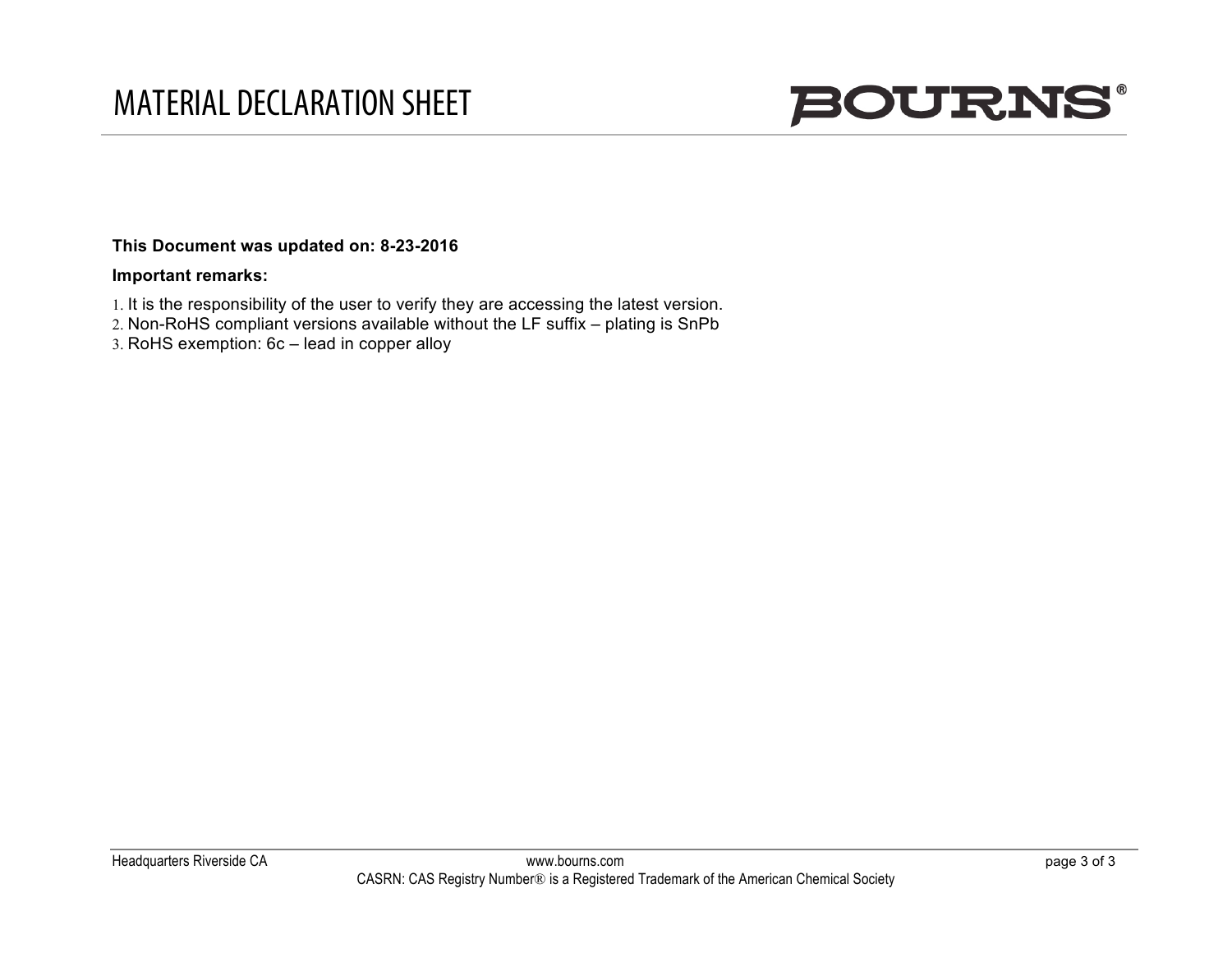**This Document was updated on: 8-23-2016**

**Important remarks:**

1. It is the responsibility of the user to verify they are accessing the latest version.
2. Non-RoHS compliant versions available without the LF suffix – plating is SnPb
3. RoHS exemption: 6c – lead in copper alloy